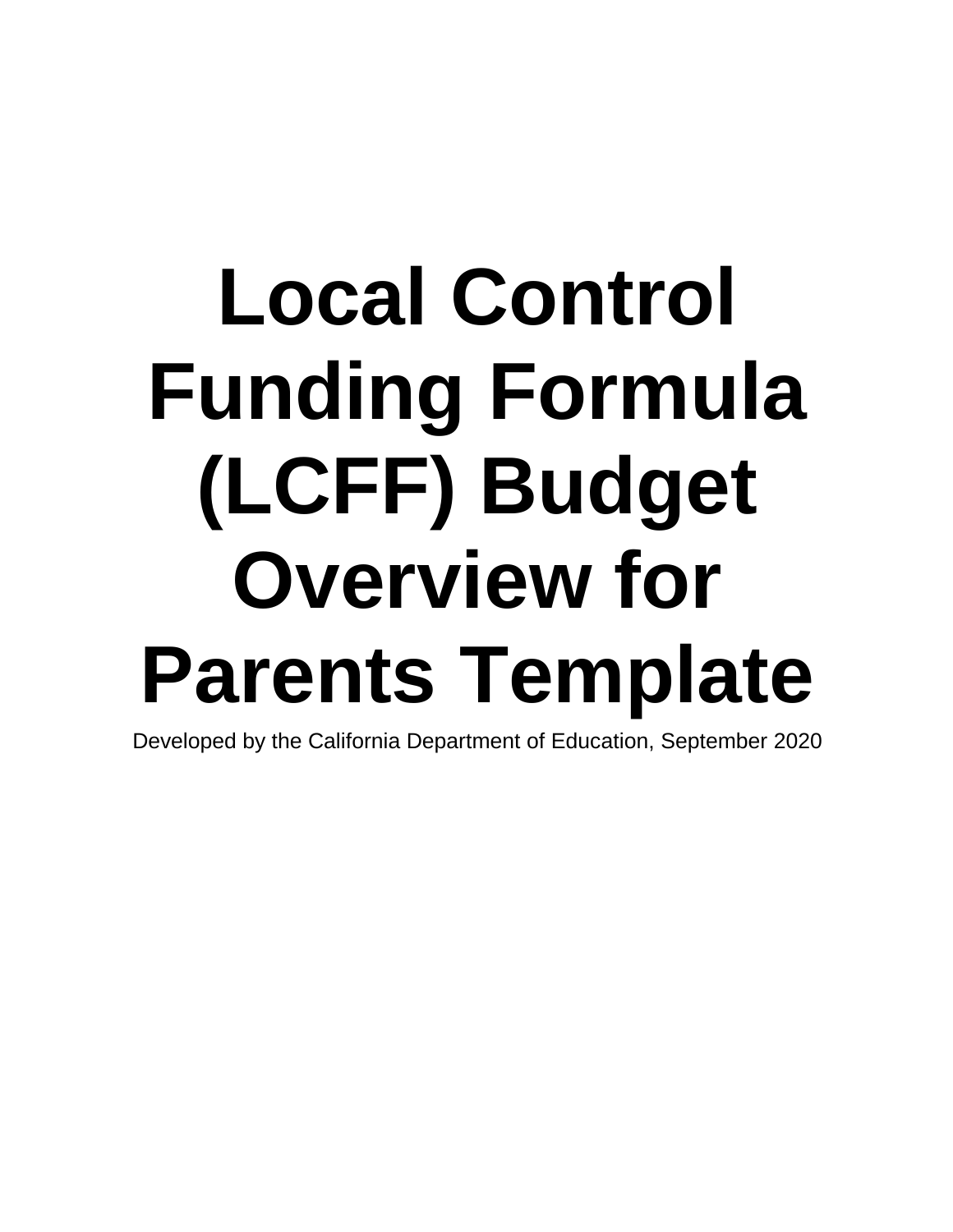# Local Control Funding Formula (LCFF) Budget Overview for Parents Template

Developed by the California Department of Education, September 2020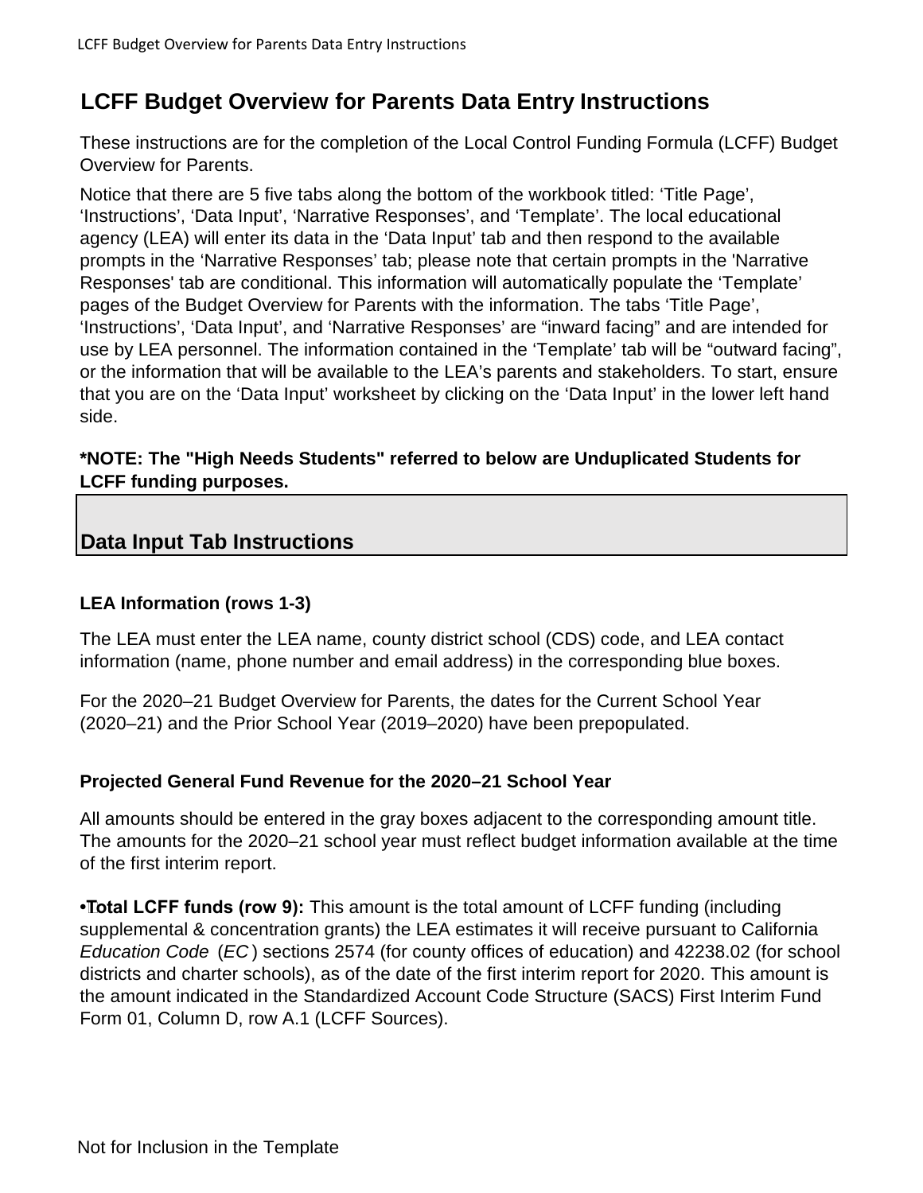# LCFF Budget Overview for Parents Data Entry Instructions

These instructions are for the completion of the Local Control Funding Formula (LCFF) Budget Overview for Parents.

Notice that there are 5 five tabs along the bottom of the workbook titled: 'Title Page', 'Instructions', 'Data Input', 'Narrative Responses', and 'Template'. The local educational agency (LEA) will enter its data in the 'Data Input' tab and then respond to the available prompts in the 'Narrative Responses' tab; please note that certain prompts in the 'Narrative Responses' tab are conditional. This information will automatically populate the 'Template' pages of the Budget Overview for Parents with the information. The tabs 'Title Page', 'Instructions', 'Data Input', and 'Narrative Responses' are "inward facing" and are intended for use by LEA personnel. The information contained in the 'Template' tab will be "outward facing", or the information that will be available to the LEA's parents and stakeholders. To start, ensure that you are on the 'Data Input' worksheet by clicking on the 'Data Input' in the lower left hand side.

**\*NOTE: The "High Needs Students" referred to below are Unduplicated Students for LCFF funding purposes.**

## Data Input Tab Instructions

### LEA Information (rows 1-3)

The LEA must enter the LEA name, county district school (CDS) code, and LEA contact information (name, phone number and email address) in the corresponding blue boxes.

For the 2020–21 Budget Overview for Parents, the dates for the Current School Year (2020–21) and the Prior School Year (2019–2020) have been prepopulated.

### Projected General Fund Revenue for the 2020–21 School Year

All amounts should be entered in the gray boxes adjacent to the corresponding amount title. The amounts for the 2020–21 school year must reflect budget information available at the time of the first interim report.

- **Total LCFF funds (row 9):** This amount is the total amount of LCFF funding (including supplemental & concentration grants) the LEA estimates it will receive pursuant to California *Education Code* (*EC*) sections 2574 (for county offices of education) and 42238.02 (for school districts and charter schools), as of the date of the first interim report for 2020. This amount is the amount indicated in the Standardized Account Code Structure (SACS) First Interim Fund Form 01, Column D, row A.1 (LCFF Sources).

Not for Inclusion in the Template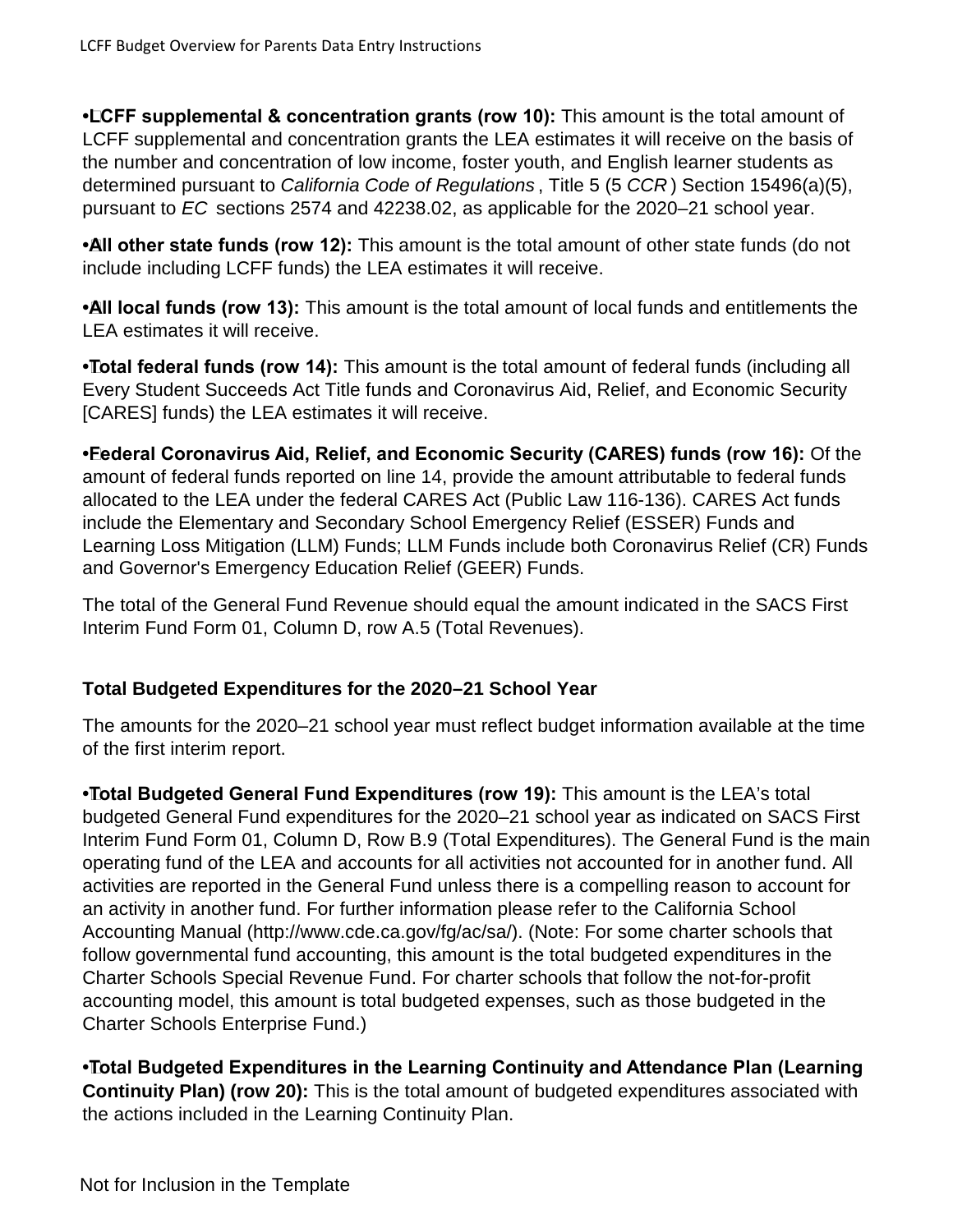- **LCFF supplemental & concentration grants (row 10):** This amount is the total amount of LCFF supplemental and concentration grants the LEA estimates it will receive on the basis of the number and concentration of low income, foster youth, and English learner students as determined pursuant to *California Code of Regulations*, Title 5 (5 *CCR*) Section 15496(a)(5), pursuant to *EC* sections 2574 and 42238.02, as applicable for the 2020–21 school year.

- **All other state funds (row 12):** This amount is the total amount of other state funds (do not include including LCFF funds) the LEA estimates it will receive.

- **All local funds (row 13):** This amount is the total amount of local funds and entitlements the LEA estimates it will receive.

- **Total federal funds (row 14):** This amount is the total amount of federal funds (including all Every Student Succeeds Act Title funds and Coronavirus Aid, Relief, and Economic Security [CARES] funds) the LEA estimates it will receive.

- **Federal Coronavirus Aid, Relief, and Economic Security (CARES) funds (row 16):** Of the amount of federal funds reported on line 14, provide the amount attributable to federal funds allocated to the LEA under the federal CARES Act (Public Law 116-136). CARES Act funds include the Elementary and Secondary School Emergency Relief (ESSER) Funds and Learning Loss Mitigation (LLM) Funds; LLM Funds include both Coronavirus Relief (CR) Funds and Governor's Emergency Education Relief (GEER) Funds.

The total of the General Fund Revenue should equal the amount indicated in the SACS First Interim Fund Form 01, Column D, row A.5 (Total Revenues).

**Total Budgeted Expenditures for the 2020–21 School Year**

The amounts for the 2020–21 school year must reflect budget information available at the time of the first interim report.

- **Total Budgeted General Fund Expenditures (row 19):** This amount is the LEA's total budgeted General Fund expenditures for the 2020–21 school year as indicated on SACS First Interim Fund Form 01, Column D, Row B.9 (Total Expenditures). The General Fund is the main operating fund of the LEA and accounts for all activities not accounted for in another fund. All activities are reported in the General Fund unless there is a compelling reason to account for an activity in another fund. For further information please refer to the California School Accounting Manual (http://www.cde.ca.gov/fg/ac/sa/). (Note: For some charter schools that follow governmental fund accounting, this amount is the total budgeted expenditures in the Charter Schools Special Revenue Fund. For charter schools that follow the not-for-profit accounting model, this amount is total budgeted expenses, such as those budgeted in the Charter Schools Enterprise Fund.)

- **Total Budgeted Expenditures in the Learning Continuity and Attendance Plan (Learning Continuity Plan) (row 20):** This is the total amount of budgeted expenditures associated with the actions included in the Learning Continuity Plan.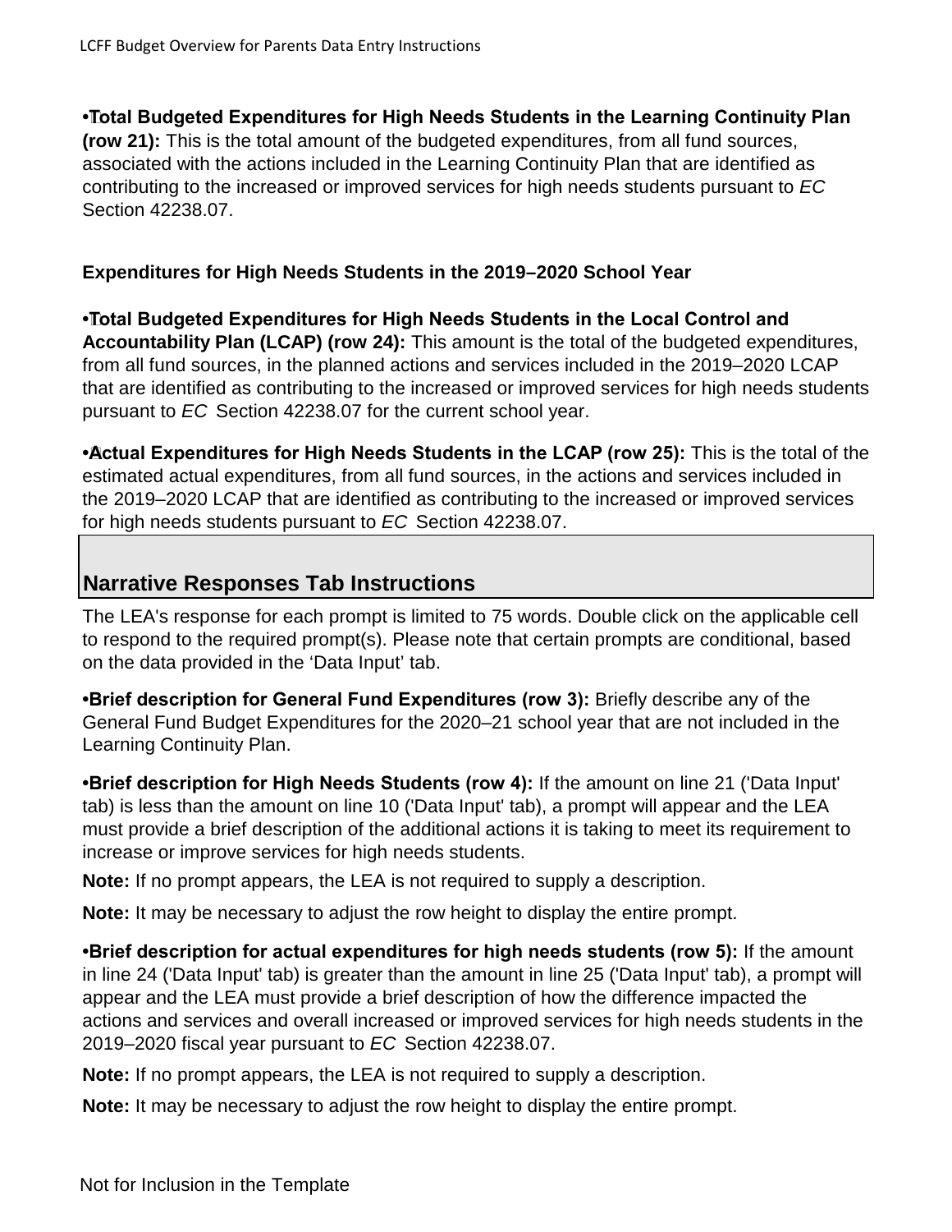**•Total Budgeted Expenditures for High Needs Students in the Learning Continuity Plan (row 21):** This is the total amount of the budgeted expenditures, from all fund sources, associated with the actions included in the Learning Continuity Plan that are identified as contributing to the increased or improved services for high needs students pursuant to *EC* Section 42238.07.

### Expenditures for High Needs Students in the 2019–2020 School Year

**•Total Budgeted Expenditures for High Needs Students in the Local Control and Accountability Plan (LCAP) (row 24):** This amount is the total of the budgeted expenditures, from all fund sources, in the planned actions and services included in the 2019–2020 LCAP that are identified as contributing to the increased or improved services for high needs students pursuant to *EC* Section 42238.07 for the current school year.

**•Actual Expenditures for High Needs Students in the LCAP (row 25):** This is the total of the estimated actual expenditures, from all fund sources, in the actions and services included in the 2019–2020 LCAP that are identified as contributing to the increased or improved services for high needs students pursuant to *EC* Section 42238.07.

## Narrative Responses Tab Instructions

The LEA's response for each prompt is limited to 75 words. Double click on the applicable cell to respond to the required prompt(s). Please note that certain prompts are conditional, based on the data provided in the 'Data Input' tab.

**•Brief description for General Fund Expenditures (row 3):** Briefly describe any of the General Fund Budget Expenditures for the 2020–21 school year that are not included in the Learning Continuity Plan.

**•Brief description for High Needs Students (row 4):** If the amount on line 21 ('Data Input' tab) is less than the amount on line 10 ('Data Input' tab), a prompt will appear and the LEA must provide a brief description of the additional actions it is taking to meet its requirement to increase or improve services for high needs students.

**Note:** If no prompt appears, the LEA is not required to supply a description.

**Note:** It may be necessary to adjust the row height to display the entire prompt.

**•Brief description for actual expenditures for high needs students (row 5):** If the amount in line 24 ('Data Input' tab) is greater than the amount in line 25 ('Data Input' tab), a prompt will appear and the LEA must provide a brief description of how the difference impacted the actions and services and overall increased or improved services for high needs students in the 2019–2020 fiscal year pursuant to *EC* Section 42238.07.

**Note:** If no prompt appears, the LEA is not required to supply a description.

**Note:** It may be necessary to adjust the row height to display the entire prompt.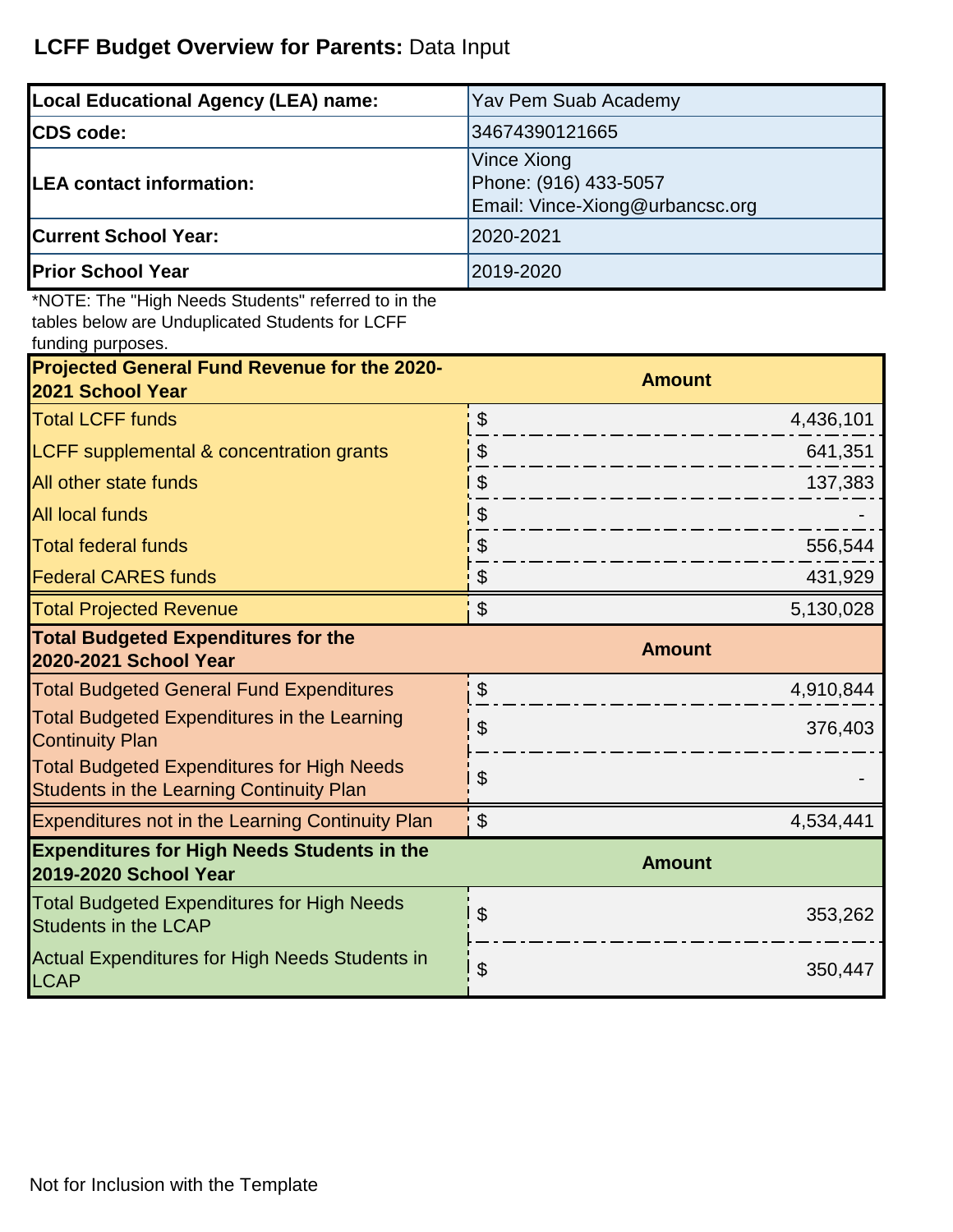# **LCFF Budget Overview for Parents:** Data Input

| | |
|---|---|
| **Local Educational Agency (LEA) name:** | Yav Pem Suab Academy |
| **CDS code:** | 34674390121665 |
| **LEA contact information:** | Vince Xiong<br>Phone: (916) 433-5057<br>Email: Vince-Xiong@urbancsc.org |
| **Current School Year:** | 2020-2021 |
| **Prior School Year** | 2019-2020 |

*NOTE: The "High Needs Students" referred to in the tables below are Unduplicated Students for LCFF funding purposes.

| **Projected General Fund Revenue for the 2020-2021 School Year** | **Amount** |
|---|---|
| Total LCFF funds | $ 4,436,101 |
| LCFF supplemental & concentration grants | $ 641,351 |
| All other state funds | $ 137,383 |
| All local funds | $ - |
| Total federal funds | $ 556,544 |
| Federal CARES funds | $ 431,929 |
| Total Projected Revenue | $ 5,130,028 |

| **Total Budgeted Expenditures for the 2020-2021 School Year** | **Amount** |
|---|---|
| Total Budgeted General Fund Expenditures | $ 4,910,844 |
| Total Budgeted Expenditures in the Learning Continuity Plan | $ 376,403 |
| Total Budgeted Expenditures for High Needs Students in the Learning Continuity Plan | $ - |
| Expenditures not in the Learning Continuity Plan | $ 4,534,441 |

| **Expenditures for High Needs Students in the 2019-2020 School Year** | **Amount** |
|---|---|
| Total Budgeted Expenditures for High Needs Students in the LCAP | $ 353,262 |
| Actual Expenditures for High Needs Students in LCAP | $ 350,447 |

Not for Inclusion with the Template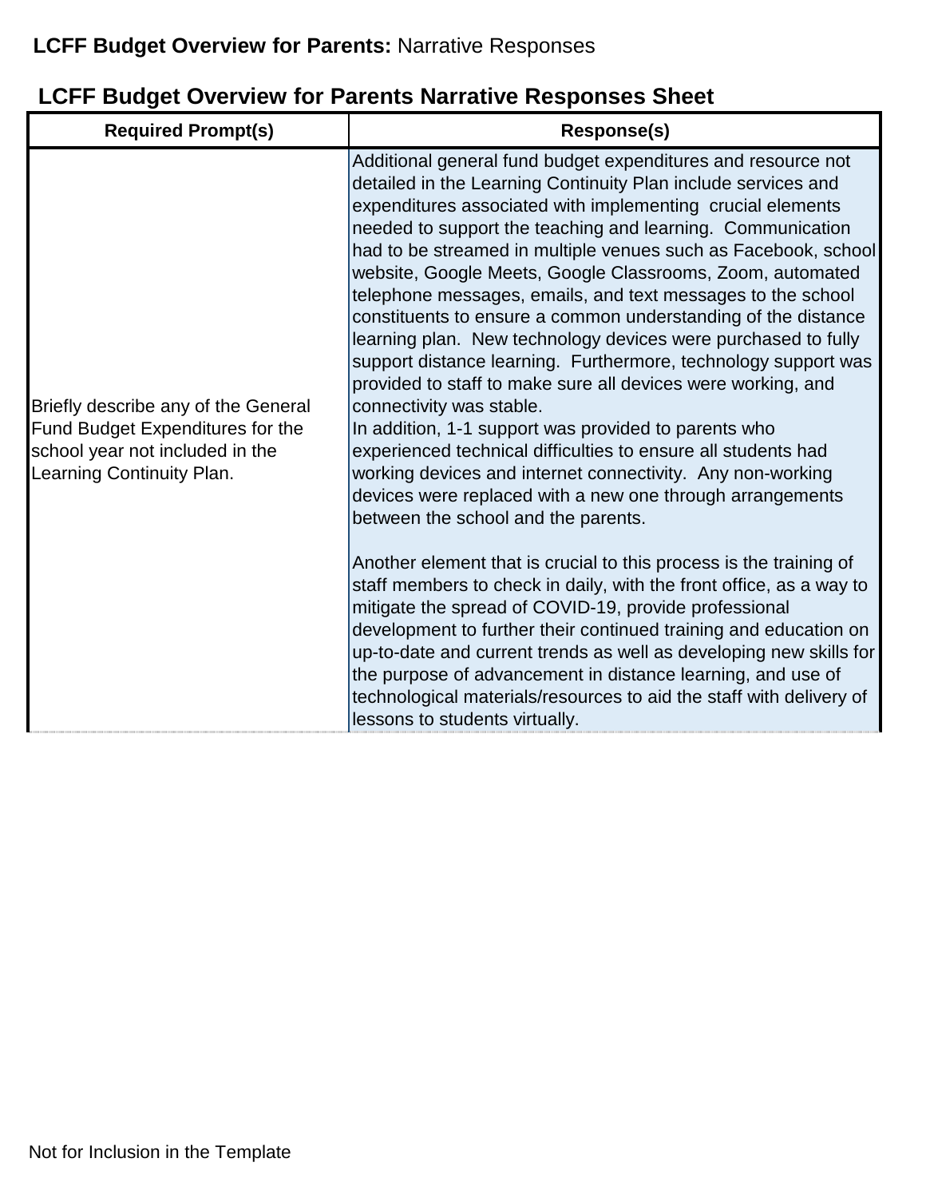**LCFF Budget Overview for Parents:** Narrative Responses

## LCFF Budget Overview for Parents Narrative Responses Sheet

| Required Prompt(s) | Response(s) |
|---|---|
| Briefly describe any of the General Fund Budget Expenditures for the school year not included in the Learning Continuity Plan. | Additional general fund budget expenditures and resource not detailed in the Learning Continuity Plan include services and expenditures associated with implementing crucial elements needed to support the teaching and learning. Communication had to be streamed in multiple venues such as Facebook, school website, Google Meets, Google Classrooms, Zoom, automated telephone messages, emails, and text messages to the school constituents to ensure a common understanding of the distance learning plan. New technology devices were purchased to fully support distance learning. Furthermore, technology support was provided to staff to make sure all devices were working, and connectivity was stable.<br>In addition, 1-1 support was provided to parents who experienced technical difficulties to ensure all students had working devices and internet connectivity. Any non-working devices were replaced with a new one through arrangements between the school and the parents.<br><br>Another element that is crucial to this process is the training of staff members to check in daily, with the front office, as a way to mitigate the spread of COVID-19, provide professional development to further their continued training and education on up-to-date and current trends as well as developing new skills for the purpose of advancement in distance learning, and use of technological materials/resources to aid the staff with delivery of lessons to students virtually. |

Not for Inclusion in the Template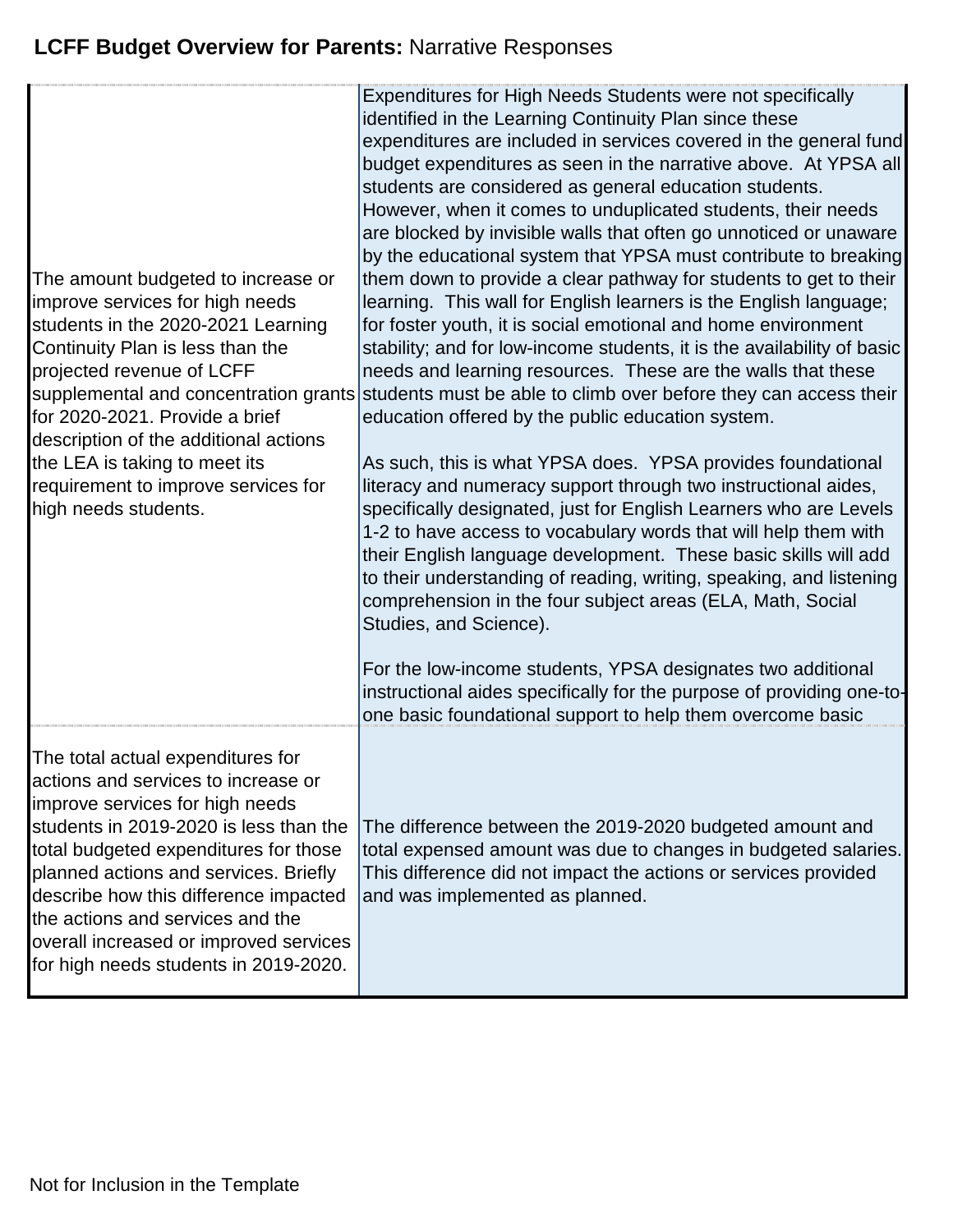## **LCFF Budget Overview for Parents:** Narrative Responses

| | |
|---|---|
| The amount budgeted to increase or improve services for high needs students in the 2020-2021 Learning Continuity Plan is less than the projected revenue of LCFF supplemental and concentration grants for 2020-2021. Provide a brief description of the additional actions the LEA is taking to meet its requirement to improve services for high needs students. | Expenditures for High Needs Students were not specifically identified in the Learning Continuity Plan since these expenditures are included in services covered in the general fund budget expenditures as seen in the narrative above. At YPSA all students are considered as general education students. However, when it comes to unduplicated students, their needs are blocked by invisible walls that often go unnoticed or unaware by the educational system that YPSA must contribute to breaking them down to provide a clear pathway for students to get to their learning. This wall for English learners is the English language; for foster youth, it is social emotional and home environment stability; and for low-income students, it is the availability of basic needs and learning resources. These are the walls that these students must be able to climb over before they can access their education offered by the public education system.<br><br>As such, this is what YPSA does. YPSA provides foundational literacy and numeracy support through two instructional aides, specifically designated, just for English Learners who are Levels 1-2 to have access to vocabulary words that will help them with their English language development. These basic skills will add to their understanding of reading, writing, speaking, and listening comprehension in the four subject areas (ELA, Math, Social Studies, and Science).<br><br>For the low-income students, YPSA designates two additional instructional aides specifically for the purpose of providing one-to-one basic foundational support to help them overcome basic |
| The total actual expenditures for actions and services to increase or improve services for high needs students in 2019-2020 is less than the total budgeted expenditures for those planned actions and services. Briefly describe how this difference impacted the actions and services and the overall increased or improved services for high needs students in 2019-2020. | The difference between the 2019-2020 budgeted amount and total expensed amount was due to changes in budgeted salaries. This difference did not impact the actions or services provided and was implemented as planned. |

Not for Inclusion in the Template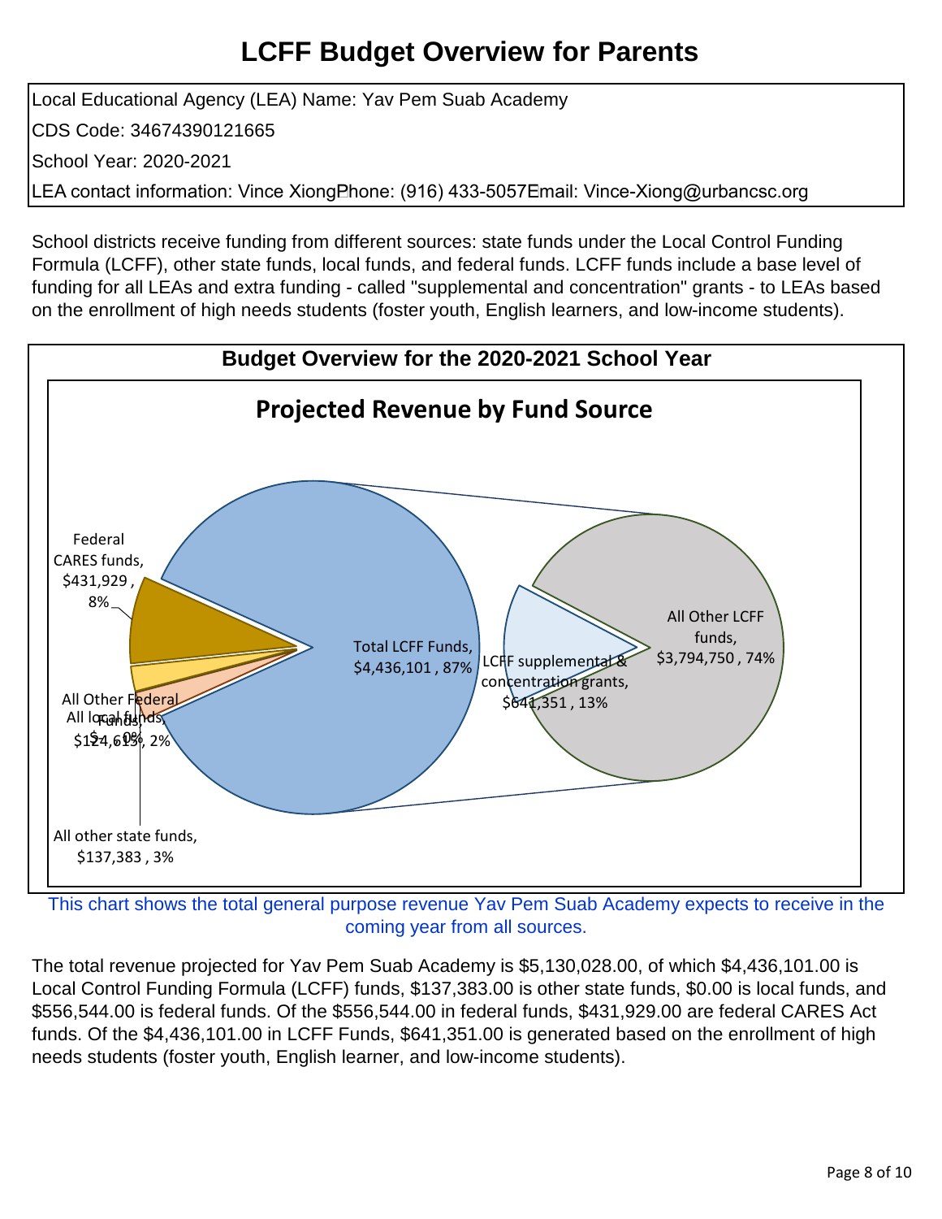# LCFF Budget Overview for Parents

Local Educational Agency (LEA) Name: Yav Pem Suab Academy

CDS Code: 34674390121665

School Year: 2020-2021

LEA contact information: Vince Xiong Phone: (916) 433-5057 Email: Vince-Xiong@urbancsc.org

School districts receive funding from different sources: state funds under the Local Control Funding Formula (LCFF), other state funds, local funds, and federal funds. LCFF funds include a base level of funding for all LEAs and extra funding - called "supplemental and concentration" grants - to LEAs based on the enrollment of high needs students (foster youth, English learners, and low-income students).

## Budget Overview for the 2020-2021 School Year

**Projected Revenue by Fund Source**

Federal CARES funds, $431,929 , 8%

All Other Federal Funds, $124,615 , 2%

All local funds, $ - , 0%

All other state funds, $137,383 , 3%

Total LCFF Funds, $4,436,101 , 87%

LCFF supplemental & concentration grants, $641,351 , 13%

All Other LCFF funds, $3,794,750 , 74%

This chart shows the total general purpose revenue Yav Pem Suab Academy expects to receive in the coming year from all sources.

The total revenue projected for Yav Pem Suab Academy is $5,130,028.00, of which $4,436,101.00 is Local Control Funding Formula (LCFF) funds, $137,383.00 is other state funds, $0.00 is local funds, and $556,544.00 is federal funds. Of the $556,544.00 in federal funds, $431,929.00 are federal CARES Act funds. Of the $4,436,101.00 in LCFF Funds, $641,351.00 is generated based on the enrollment of high needs students (foster youth, English learner, and low-income students).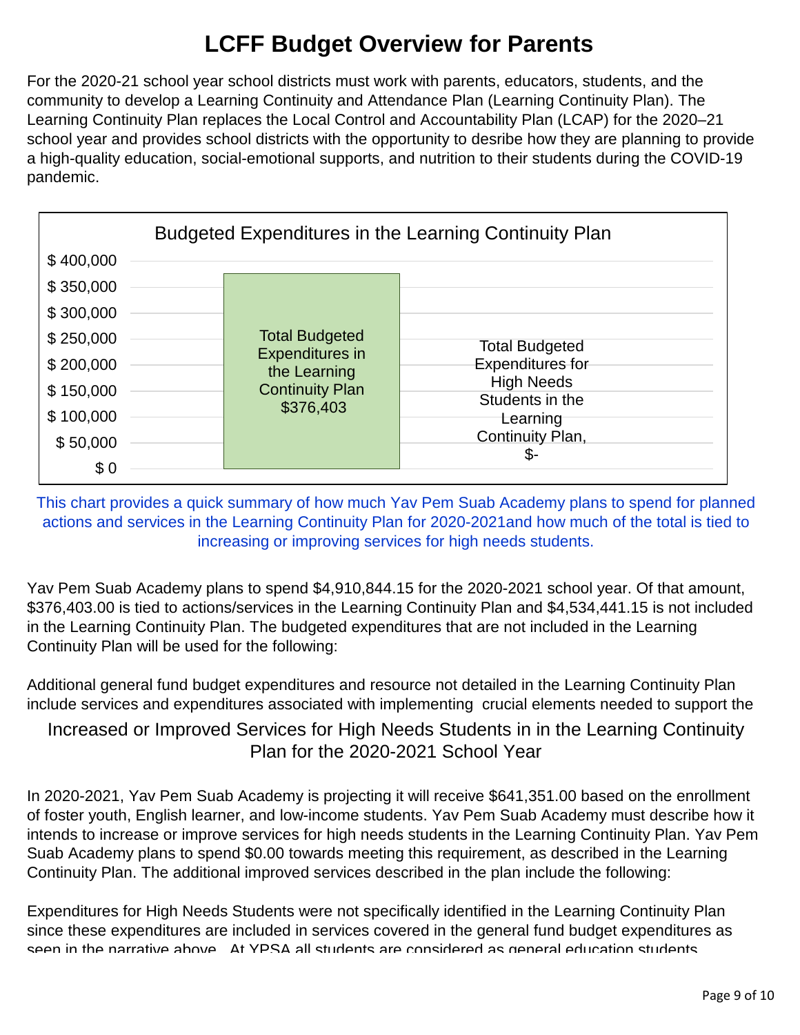# LCFF Budget Overview for Parents

For the 2020-21 school year school districts must work with parents, educators, students, and the community to develop a Learning Continuity and Attendance Plan (Learning Continuity Plan). The Learning Continuity Plan replaces the Local Control and Accountability Plan (LCAP) for the 2020–21 school year and provides school districts with the opportunity to desribe how they are planning to provide a high-quality education, social-emotional supports, and nutrition to their students during the COVID-19 pandemic.

Budgeted Expenditures in the Learning Continuity Plan

$ 400,000
$ 350,000
$ 300,000
$ 250,000
$ 200,000
$ 150,000
$ 100,000
$ 50,000
$ 0

Total Budgeted Expenditures in the Learning Continuity Plan $376,403

Total Budgeted Expenditures for High Needs Students in the Learning Continuity Plan, $-

This chart provides a quick summary of how much Yav Pem Suab Academy plans to spend for planned actions and services in the Learning Continuity Plan for 2020-2021and how much of the total is tied to increasing or improving services for high needs students.

Yav Pem Suab Academy plans to spend $4,910,844.15 for the 2020-2021 school year. Of that amount, $376,403.00 is tied to actions/services in the Learning Continuity Plan and $4,534,441.15 is not included in the Learning Continuity Plan. The budgeted expenditures that are not included in the Learning Continuity Plan will be used for the following:

Additional general fund budget expenditures and resource not detailed in the Learning Continuity Plan include services and expenditures associated with implementing crucial elements needed to support the

## Increased or Improved Services for High Needs Students in in the Learning Continuity Plan for the 2020-2021 School Year

In 2020-2021, Yav Pem Suab Academy is projecting it will receive $641,351.00 based on the enrollment of foster youth, English learner, and low-income students. Yav Pem Suab Academy must describe how it intends to increase or improve services for high needs students in the Learning Continuity Plan. Yav Pem Suab Academy plans to spend $0.00 towards meeting this requirement, as described in the Learning Continuity Plan. The additional improved services described in the plan include the following:

Expenditures for High Needs Students were not specifically identified in the Learning Continuity Plan since these expenditures are included in services covered in the general fund budget expenditures as seen in the narrative above. At YPSA all students are considered as general education students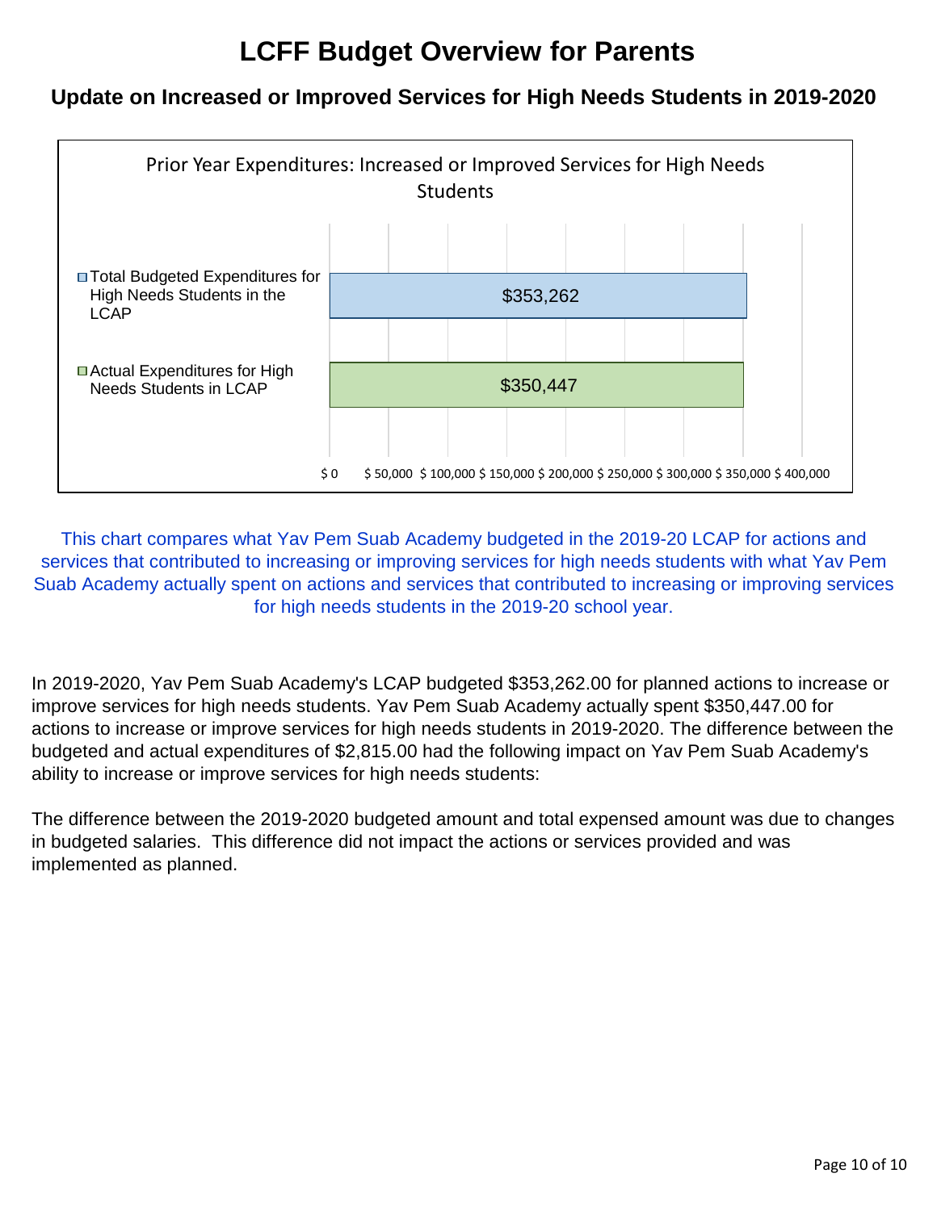# LCFF Budget Overview for Parents

## Update on Increased or Improved Services for High Needs Students in 2019-2020

Prior Year Expenditures: Increased or Improved Services for High Needs Students

Total Budgeted Expenditures for High Needs Students in the LCAP

$353,262

Actual Expenditures for High Needs Students in LCAP

$350,447

$ 0 $ 50,000 $ 100,000 $ 150,000 $ 200,000 $ 250,000 $ 300,000 $ 350,000 $ 400,000

This chart compares what Yav Pem Suab Academy budgeted in the 2019-20 LCAP for actions and services that contributed to increasing or improving services for high needs students with what Yav Pem Suab Academy actually spent on actions and services that contributed to increasing or improving services for high needs students in the 2019-20 school year.

In 2019-2020, Yav Pem Suab Academy's LCAP budgeted $353,262.00 for planned actions to increase or improve services for high needs students. Yav Pem Suab Academy actually spent $350,447.00 for actions to increase or improve services for high needs students in 2019-2020. The difference between the budgeted and actual expenditures of $2,815.00 had the following impact on Yav Pem Suab Academy's ability to increase or improve services for high needs students:

The difference between the 2019-2020 budgeted amount and total expensed amount was due to changes in budgeted salaries. This difference did not impact the actions or services provided and was implemented as planned.